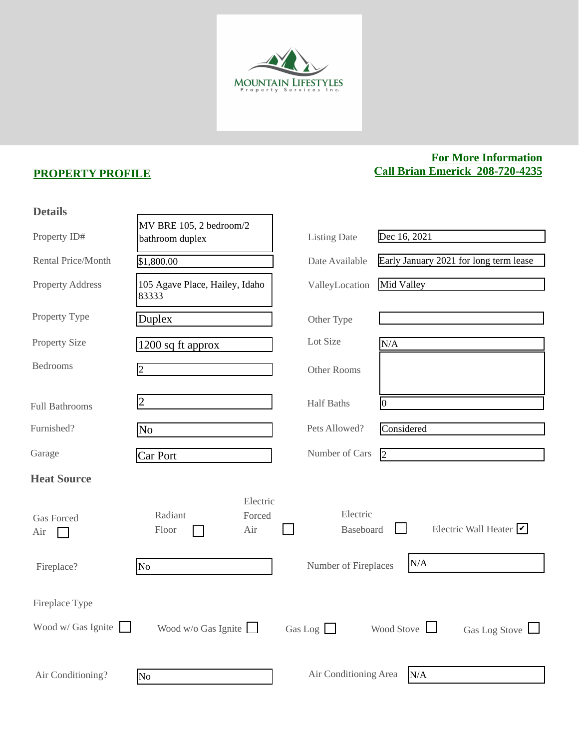MOUNTAIN LIFESTYLES
Property Services Inc.

## PROPERTY PROFILE

**For More Information**
**Call Brian Emerick 208-720-4235**

### Details

| Field | Value | Field | Value |
|---|---|---|---|
| Property ID# | MV BRE 105, 2 bedroom/2 bathroom duplex | Listing Date | Dec 16, 2021 |
| Rental Price/Month | $1,800.00 | Date Available | Early January 2021 for long term lease |
| Property Address | 105 Agave Place, Hailey, Idaho 83333 | ValleyLocation | Mid Valley |
| Property Type | Duplex | Other Type | |
| Property Size | 1200 sq ft approx | Lot Size | N/A |
| Bedrooms | 2 | Other Rooms | |
| Full Bathrooms | 2 | Half Baths | 0 |
| Furnished? | No | Pets Allowed? | Considered |
| Garage | Car Port | Number of Cars | 2 |

### Heat Source

- Gas Forced Air ☐
- Radiant Floor ☐
- Electric Forced Air ☐
- Electric Baseboard ☐
- Electric Wall Heater ☑

| Field | Value | Field | Value |
|---|---|---|---|
| Fireplace? | No | Number of Fireplaces | N/A |

Fireplace Type

- Wood w/ Gas Ignite ☐
- Wood w/o Gas Ignite ☐
- Gas Log ☐
- Wood Stove ☐
- Gas Log Stove ☐

| Field | Value | Field | Value |
|---|---|---|---|
| Air Conditioning? | No | Air Conditioning Area | N/A |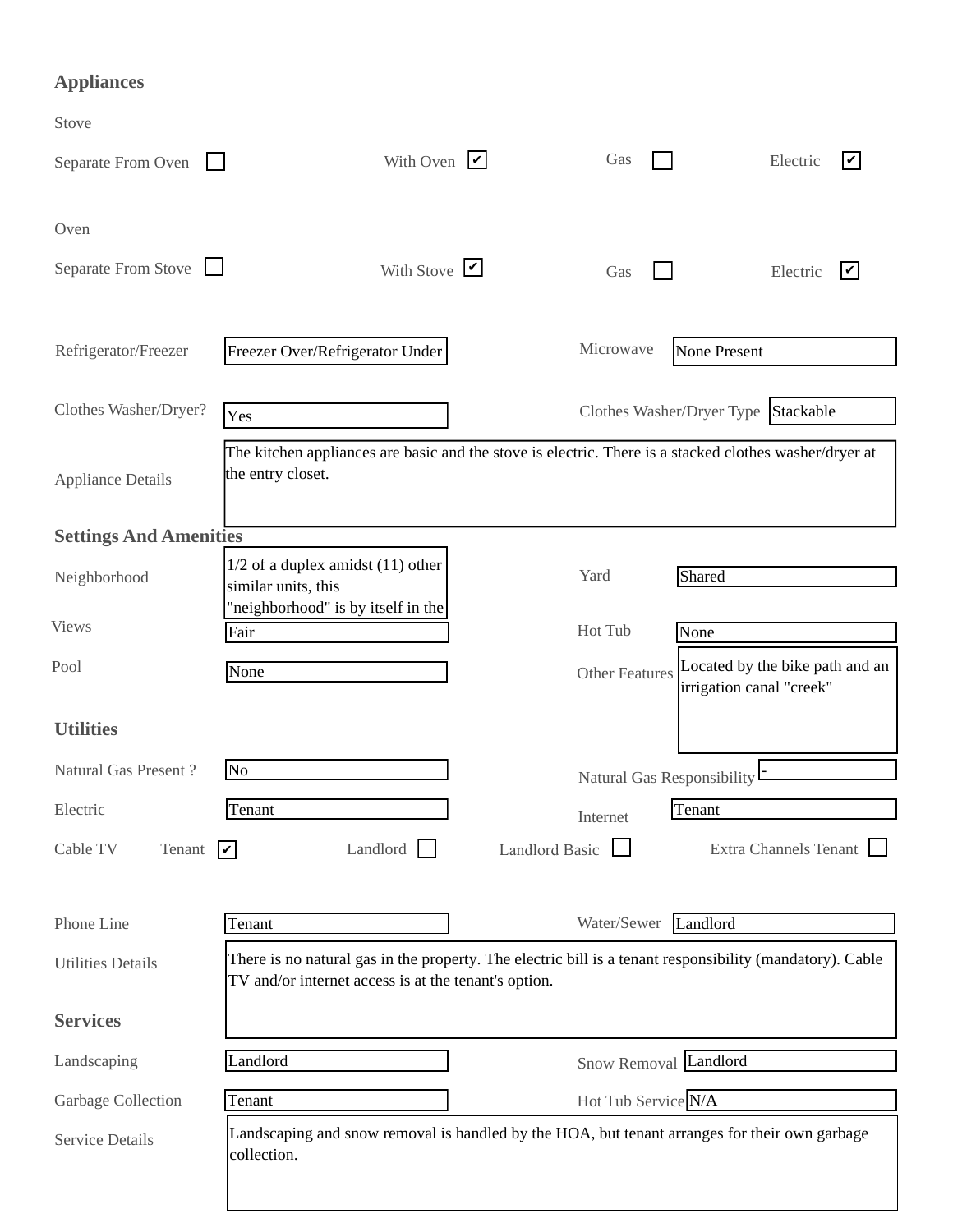## Appliances

**Stove**

Separate From Oven ☐ With Oven ☑ Gas ☐ Electric ☑

**Oven**

Separate From Stove ☐ With Stove ☑ Gas ☐ Electric ☑

Refrigerator/Freezer: Freezer Over/Refrigerator Under

Microwave: None Present

Clothes Washer/Dryer?: Yes

Clothes Washer/Dryer Type: Stackable

Appliance Details: The kitchen appliances are basic and the stove is electric. There is a stacked clothes washer/dryer at the entry closet.

## Settings And Amenities

Neighborhood: 1/2 of a duplex amidst (11) other similar units, this "neighborhood" is by itself in the

Yard: Shared

Views: Fair

Hot Tub: None

Pool: None

Other Features: Located by the bike path and an irrigation canal "creek"

## Utilities

Natural Gas Present ?: No

Natural Gas Responsibility: -

Electric: Tenant

Internet: Tenant

Cable TV: Tenant ☑ Landlord ☐ Landlord Basic ☐ Extra Channels Tenant ☐

Phone Line: Tenant

Water/Sewer: Landlord

Utilities Details: There is no natural gas in the property. The electric bill is a tenant responsibility (mandatory). Cable TV and/or internet access is at the tenant's option.

## Services

Landscaping: Landlord

Snow Removal: Landlord

Garbage Collection: Tenant

Hot Tub Service: N/A

Service Details: Landscaping and snow removal is handled by the HOA, but tenant arranges for their own garbage collection.